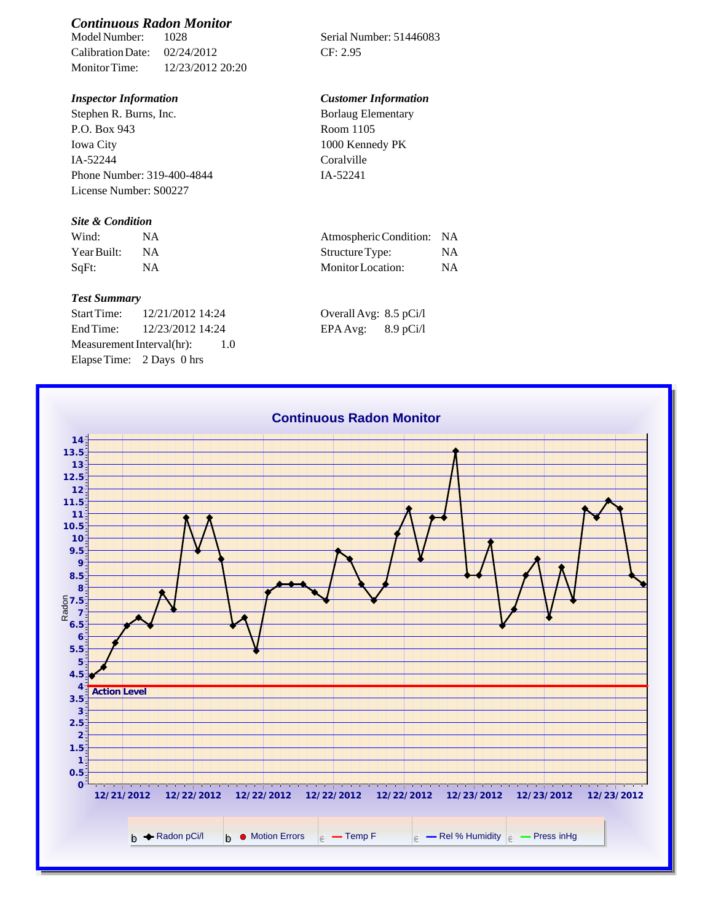# Continuous Radon Monitor

| | | |
|---|---|---|
| Model Number: | 1028 | Serial Number: 51446083 |
| Calibration Date: | 02/24/2012 | CF: 2.95 |
| Monitor Time: | 12/23/2012 20:20 | |

### Inspector Information

Stephen R. Burns, Inc.
P.O. Box 943
Iowa City
IA-52244
Phone Number: 319-400-4844
License Number: S00227

### Customer Information

Borlaug Elementary
Room 1105
1000 Kennedy PK
Coralville
IA-52241

### Site & Condition

| | | | |
|---|---|---|---|
| Wind: | NA | Atmospheric Condition: | NA |
| Year Built: | NA | Structure Type: | NA |
| SqFt: | NA | Monitor Location: | NA |

### Test Summary

| | | |
|---|---|---|
| Start Time: | 12/21/2012 14:24 | Overall Avg: 8.5 pCi/l |
| End Time: | 12/23/2012 14:24 | EPA Avg: 8.9 pCi/l |
| Measurement Interval(hr): | 1.0 | |
| Elapse Time: | 2 Days 0 hrs | |

**Continuous Radon Monitor**

Radon

Action Level

12/21/2012 12/22/2012 12/22/2012 12/22/2012 12/22/2012 12/23/2012 12/23/2012 12/23/2012

Radon pCi/l | Motion Errors | Temp F | Rel % Humidity | Press inHg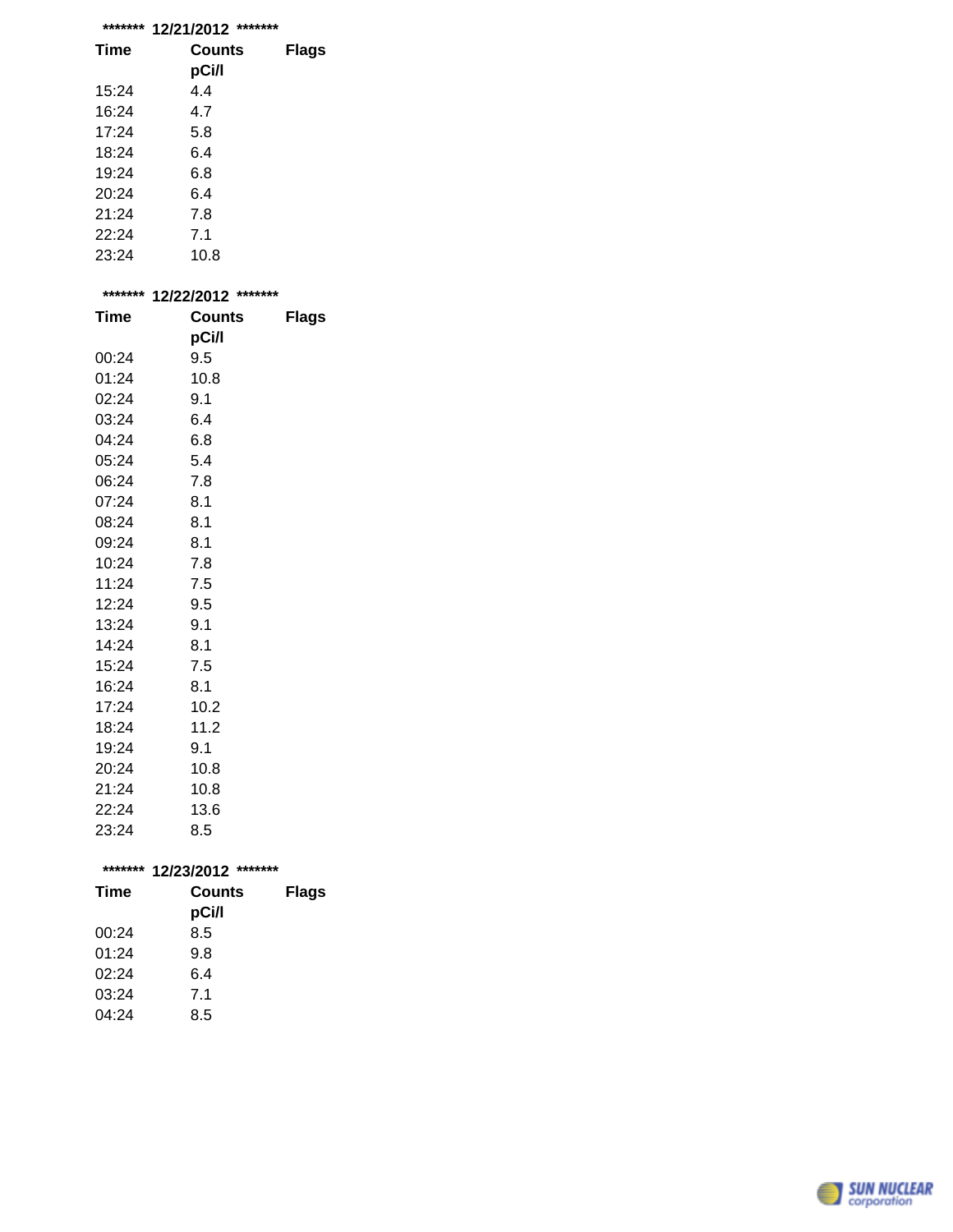**\*\*\*\*\*\*\* 12/21/2012 \*\*\*\*\*\*\***

| Time | Counts pCi/l | Flags |
|---|---|---|
| 15:24 | 4.4 | |
| 16:24 | 4.7 | |
| 17:24 | 5.8 | |
| 18:24 | 6.4 | |
| 19:24 | 6.8 | |
| 20:24 | 6.4 | |
| 21:24 | 7.8 | |
| 22:24 | 7.1 | |
| 23:24 | 10.8 | |

**\*\*\*\*\*\*\* 12/22/2012 \*\*\*\*\*\*\***

| Time | Counts pCi/l | Flags |
|---|---|---|
| 00:24 | 9.5 | |
| 01:24 | 10.8 | |
| 02:24 | 9.1 | |
| 03:24 | 6.4 | |
| 04:24 | 6.8 | |
| 05:24 | 5.4 | |
| 06:24 | 7.8 | |
| 07:24 | 8.1 | |
| 08:24 | 8.1 | |
| 09:24 | 8.1 | |
| 10:24 | 7.8 | |
| 11:24 | 7.5 | |
| 12:24 | 9.5 | |
| 13:24 | 9.1 | |
| 14:24 | 8.1 | |
| 15:24 | 7.5 | |
| 16:24 | 8.1 | |
| 17:24 | 10.2 | |
| 18:24 | 11.2 | |
| 19:24 | 9.1 | |
| 20:24 | 10.8 | |
| 21:24 | 10.8 | |
| 22:24 | 13.6 | |
| 23:24 | 8.5 | |

**\*\*\*\*\*\*\* 12/23/2012 \*\*\*\*\*\*\***

| Time | Counts pCi/l | Flags |
|---|---|---|
| 00:24 | 8.5 | |
| 01:24 | 9.8 | |
| 02:24 | 6.4 | |
| 03:24 | 7.1 | |
| 04:24 | 8.5 | |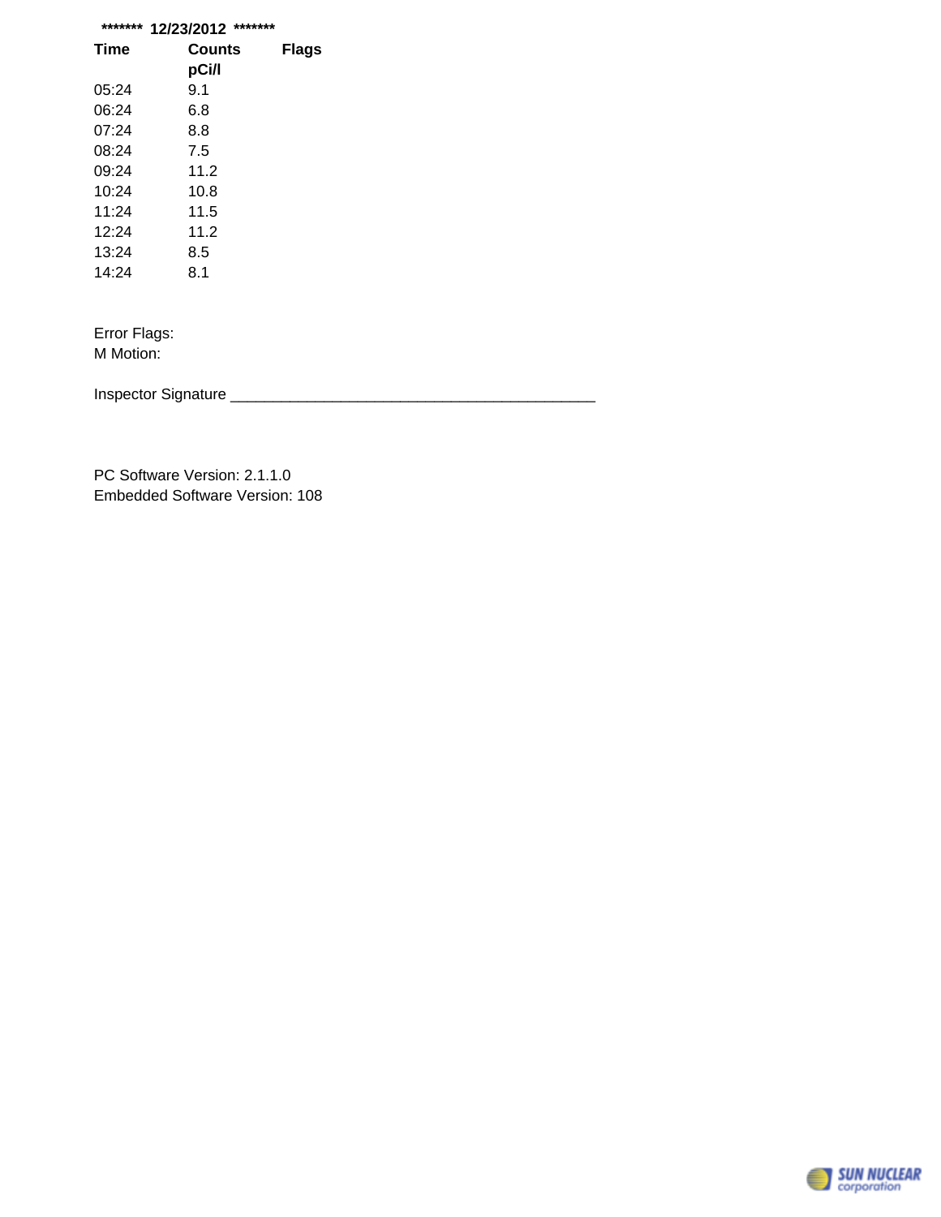**\*\*\*\*\*\*\* 12/23/2012 \*\*\*\*\*\*\***

| Time | Counts pCi/l | Flags |
|---|---|---|
| 05:24 | 9.1 | |
| 06:24 | 6.8 | |
| 07:24 | 8.8 | |
| 08:24 | 7.5 | |
| 09:24 | 11.2 | |
| 10:24 | 10.8 | |
| 11:24 | 11.5 | |
| 12:24 | 11.2 | |
| 13:24 | 8.5 | |
| 14:24 | 8.1 | |

Error Flags:
M Motion:

Inspector Signature ____________________________________________

PC Software Version: 2.1.1.0
Embedded Software Version: 108

SUN NUCLEAR corporation